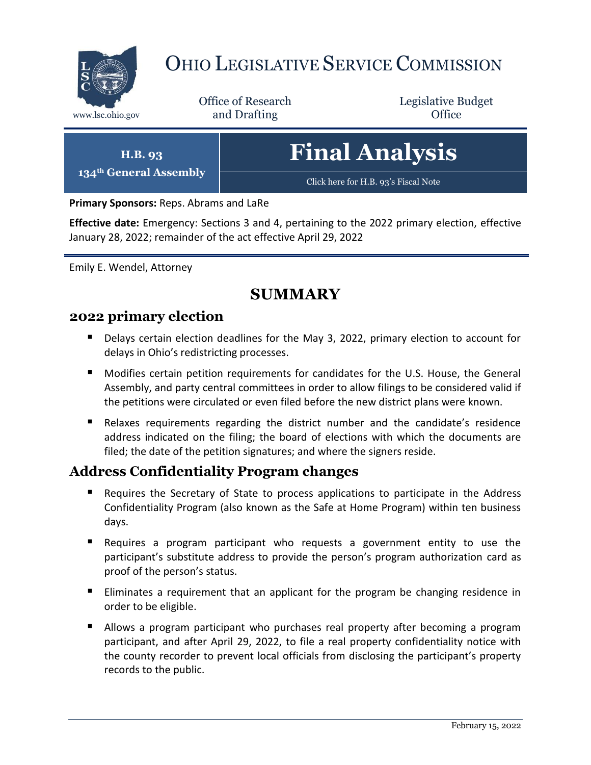# Ohio Legislative Service Commission

www.lsc.ohio.gov

Office of Research and Drafting

Legislative Budget Office

**H.B. 93**
**134th General Assembly**

# Final Analysis

Click here for H.B. 93's Fiscal Note

**Primary Sponsors:** Reps. Abrams and LaRe

**Effective date:** Emergency: Sections 3 and 4, pertaining to the 2022 primary election, effective January 28, 2022; remainder of the act effective April 29, 2022

Emily E. Wendel, Attorney

## SUMMARY

### 2022 primary election

- Delays certain election deadlines for the May 3, 2022, primary election to account for delays in Ohio's redistricting processes.
- Modifies certain petition requirements for candidates for the U.S. House, the General Assembly, and party central committees in order to allow filings to be considered valid if the petitions were circulated or even filed before the new district plans were known.
- Relaxes requirements regarding the district number and the candidate's residence address indicated on the filing; the board of elections with which the documents are filed; the date of the petition signatures; and where the signers reside.

### Address Confidentiality Program changes

- Requires the Secretary of State to process applications to participate in the Address Confidentiality Program (also known as the Safe at Home Program) within ten business days.
- Requires a program participant who requests a government entity to use the participant's substitute address to provide the person's program authorization card as proof of the person's status.
- Eliminates a requirement that an applicant for the program be changing residence in order to be eligible.
- Allows a program participant who purchases real property after becoming a program participant, and after April 29, 2022, to file a real property confidentiality notice with the county recorder to prevent local officials from disclosing the participant's property records to the public.

February 15, 2022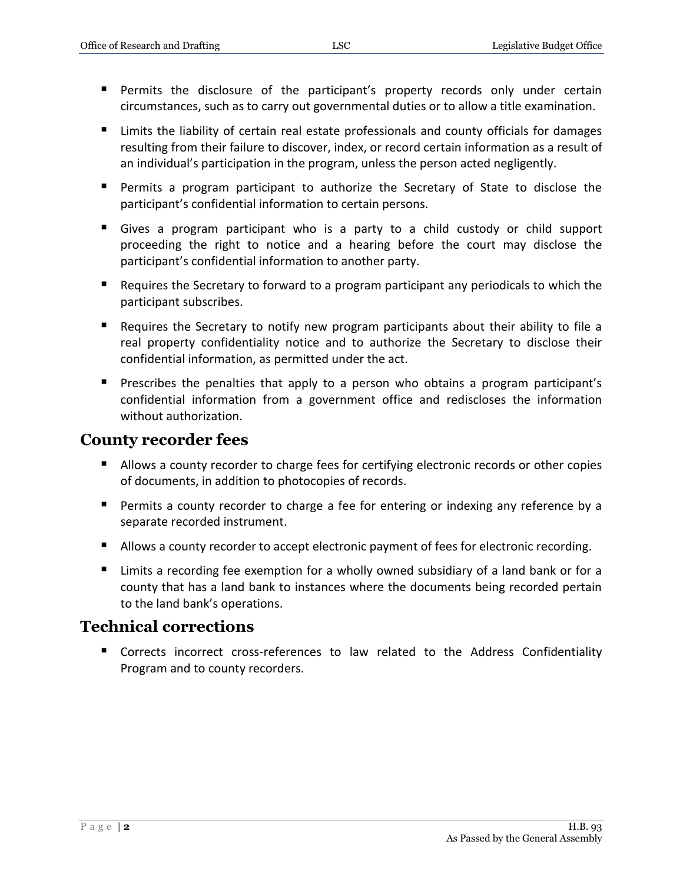- Permits the disclosure of the participant's property records only under certain circumstances, such as to carry out governmental duties or to allow a title examination.
- Limits the liability of certain real estate professionals and county officials for damages resulting from their failure to discover, index, or record certain information as a result of an individual's participation in the program, unless the person acted negligently.
- Permits a program participant to authorize the Secretary of State to disclose the participant's confidential information to certain persons.
- Gives a program participant who is a party to a child custody or child support proceeding the right to notice and a hearing before the court may disclose the participant's confidential information to another party.
- Requires the Secretary to forward to a program participant any periodicals to which the participant subscribes.
- Requires the Secretary to notify new program participants about their ability to file a real property confidentiality notice and to authorize the Secretary to disclose their confidential information, as permitted under the act.
- Prescribes the penalties that apply to a person who obtains a program participant's confidential information from a government office and rediscloses the information without authorization.

## County recorder fees

- Allows a county recorder to charge fees for certifying electronic records or other copies of documents, in addition to photocopies of records.
- Permits a county recorder to charge a fee for entering or indexing any reference by a separate recorded instrument.
- Allows a county recorder to accept electronic payment of fees for electronic recording.
- Limits a recording fee exemption for a wholly owned subsidiary of a land bank or for a county that has a land bank to instances where the documents being recorded pertain to the land bank's operations.

## Technical corrections

- Corrects incorrect cross-references to law related to the Address Confidentiality Program and to county recorders.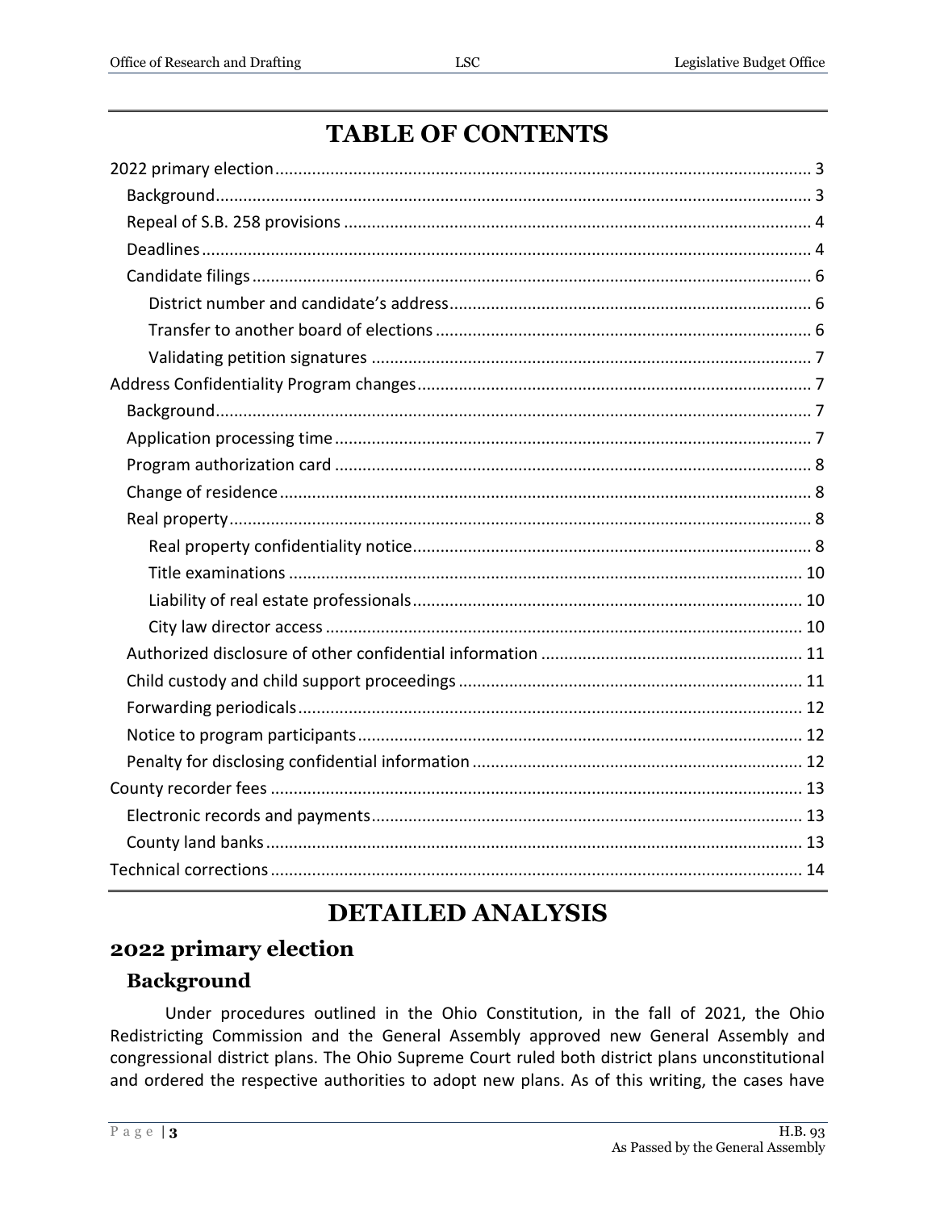# TABLE OF CONTENTS

2022 primary election ........................................................................................................ 3
- Background ................................................................................................................... 3
- Repeal of S.B. 258 provisions ........................................................................................ 4
- Deadlines ...................................................................................................................... 4
- Candidate filings ........................................................................................................... 6
  - District number and candidate's address ................................................................ 6
  - Transfer to another board of elections .................................................................... 6
  - Validating petition signatures ................................................................................. 7

Address Confidentiality Program changes ........................................................................ 7
- Background ................................................................................................................... 7
- Application processing time .......................................................................................... 7
- Program authorization card .......................................................................................... 8
- Change of residence ...................................................................................................... 8
- Real property ................................................................................................................. 8
  - Real property confidentiality notice ........................................................................ 8
  - Title examinations .................................................................................................. 10
  - Liability of real estate professionals ...................................................................... 10
  - City law director access ......................................................................................... 10
- Authorized disclosure of other confidential information ............................................ 11
- Child custody and child support proceedings ............................................................. 11
- Forwarding periodicals ................................................................................................ 12
- Notice to program participants ................................................................................... 12
- Penalty for disclosing confidential information ........................................................... 12

County recorder fees ......................................................................................................... 13
- Electronic records and payments ................................................................................ 13
- County land banks ....................................................................................................... 13

Technical corrections ........................................................................................................ 14

# DETAILED ANALYSIS

## 2022 primary election

### Background

Under procedures outlined in the Ohio Constitution, in the fall of 2021, the Ohio Redistricting Commission and the General Assembly approved new General Assembly and congressional district plans. The Ohio Supreme Court ruled both district plans unconstitutional and ordered the respective authorities to adopt new plans. As of this writing, the cases have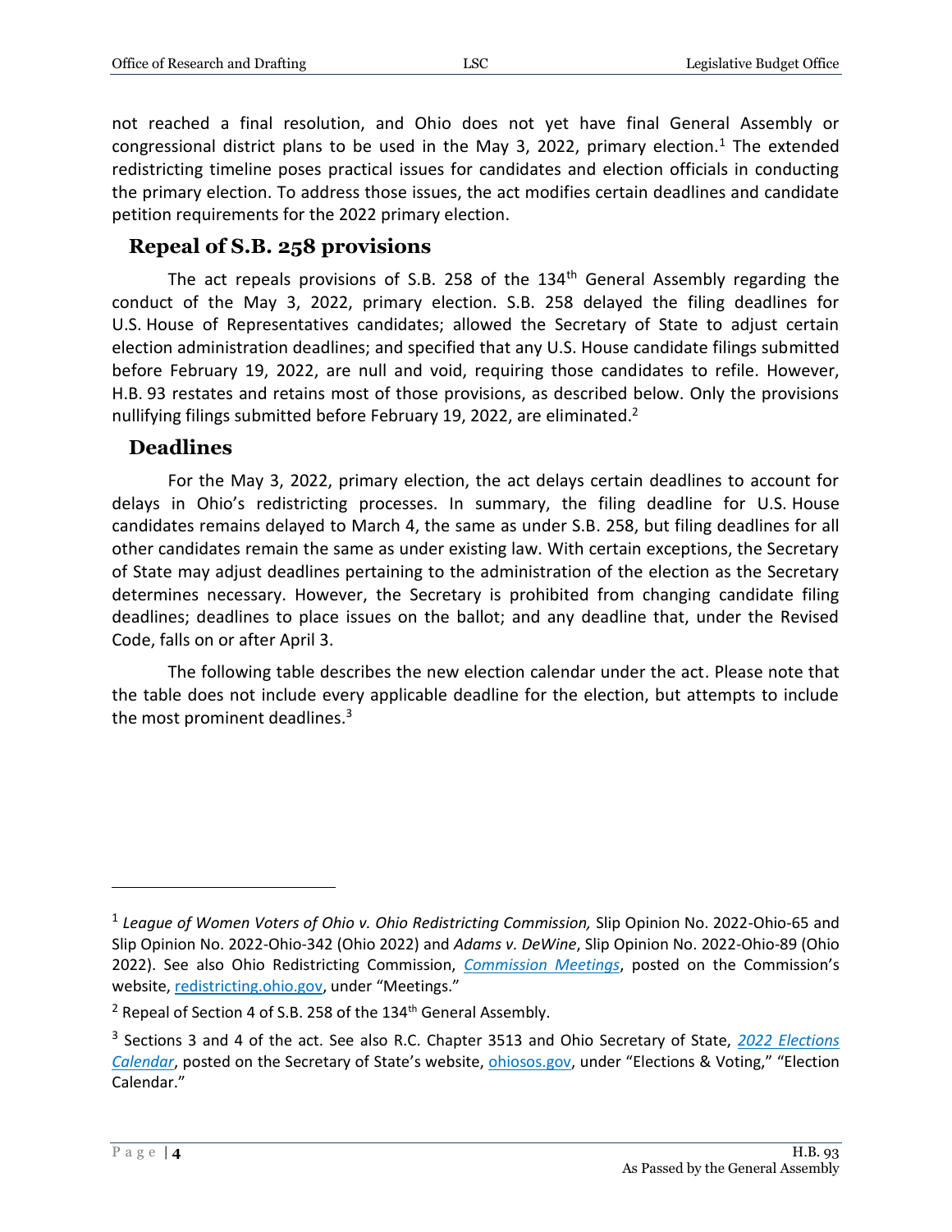not reached a final resolution, and Ohio does not yet have final General Assembly or congressional district plans to be used in the May 3, 2022, primary election.[1] The extended redistricting timeline poses practical issues for candidates and election officials in conducting the primary election. To address those issues, the act modifies certain deadlines and candidate petition requirements for the 2022 primary election.

## Repeal of S.B. 258 provisions

The act repeals provisions of S.B. 258 of the 134th General Assembly regarding the conduct of the May 3, 2022, primary election. S.B. 258 delayed the filing deadlines for U.S. House of Representatives candidates; allowed the Secretary of State to adjust certain election administration deadlines; and specified that any U.S. House candidate filings submitted before February 19, 2022, are null and void, requiring those candidates to refile. However, H.B. 93 restates and retains most of those provisions, as described below. Only the provisions nullifying filings submitted before February 19, 2022, are eliminated.[2]

## Deadlines

For the May 3, 2022, primary election, the act delays certain deadlines to account for delays in Ohio's redistricting processes. In summary, the filing deadline for U.S. House candidates remains delayed to March 4, the same as under S.B. 258, but filing deadlines for all other candidates remain the same as under existing law. With certain exceptions, the Secretary of State may adjust deadlines pertaining to the administration of the election as the Secretary determines necessary. However, the Secretary is prohibited from changing candidate filing deadlines; deadlines to place issues on the ballot; and any deadline that, under the Revised Code, falls on or after April 3.

The following table describes the new election calendar under the act. Please note that the table does not include every applicable deadline for the election, but attempts to include the most prominent deadlines.[3]

---

[1] *League of Women Voters of Ohio v. Ohio Redistricting Commission,* Slip Opinion No. 2022-Ohio-65 and Slip Opinion No. 2022-Ohio-342 (Ohio 2022) and *Adams v. DeWine*, Slip Opinion No. 2022-Ohio-89 (Ohio 2022). See also Ohio Redistricting Commission, *Commission Meetings*, posted on the Commission's website, redistricting.ohio.gov, under "Meetings."

[2] Repeal of Section 4 of S.B. 258 of the 134th General Assembly.

[3] Sections 3 and 4 of the act. See also R.C. Chapter 3513 and Ohio Secretary of State, *2022 Elections Calendar*, posted on the Secretary of State's website, ohiosos.gov, under "Elections & Voting," "Election Calendar."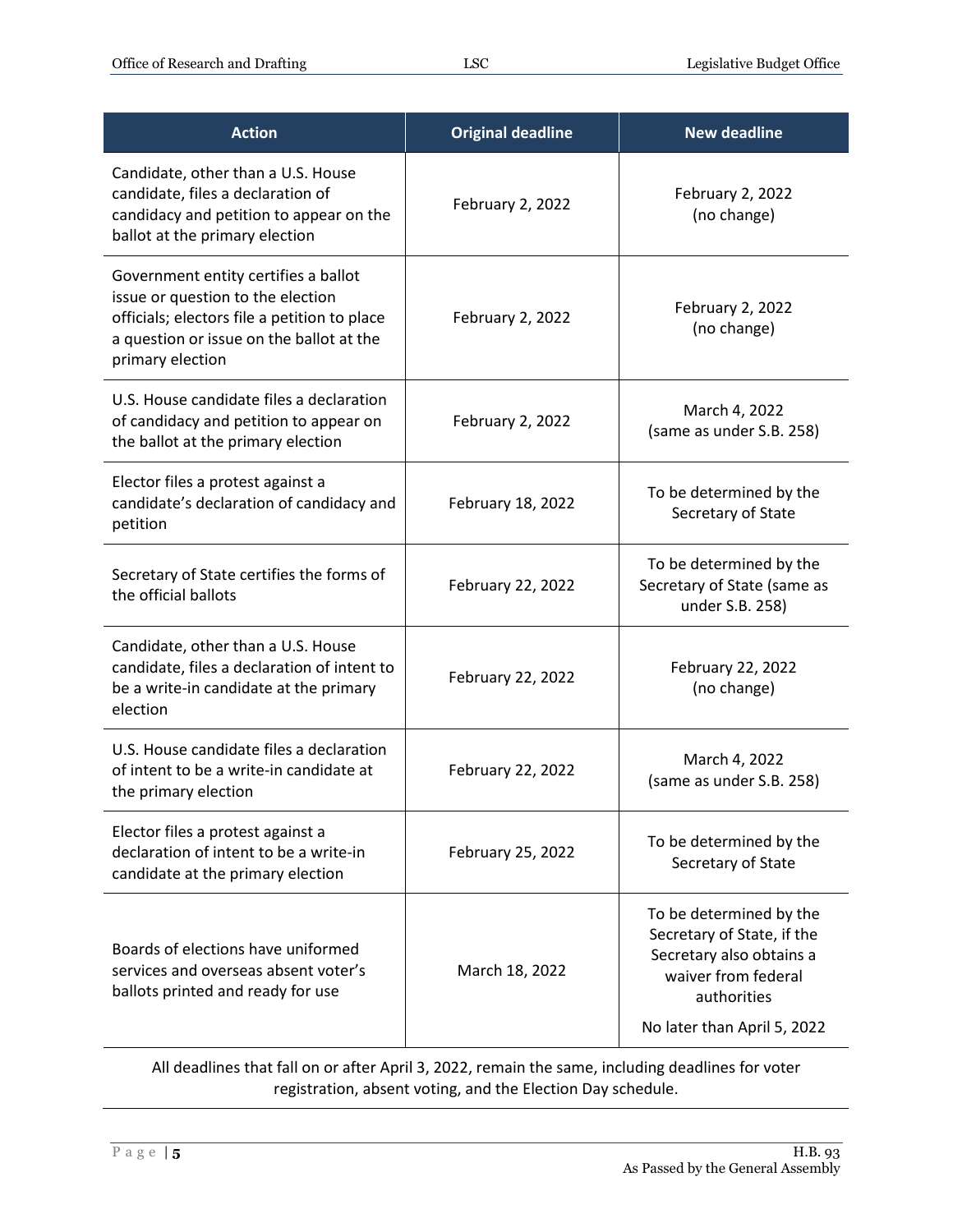| Action | Original deadline | New deadline |
| --- | --- | --- |
| Candidate, other than a U.S. House candidate, files a declaration of candidacy and petition to appear on the ballot at the primary election | February 2, 2022 | February 2, 2022 (no change) |
| Government entity certifies a ballot issue or question to the election officials; electors file a petition to place a question or issue on the ballot at the primary election | February 2, 2022 | February 2, 2022 (no change) |
| U.S. House candidate files a declaration of candidacy and petition to appear on the ballot at the primary election | February 2, 2022 | March 4, 2022 (same as under S.B. 258) |
| Elector files a protest against a candidate's declaration of candidacy and petition | February 18, 2022 | To be determined by the Secretary of State |
| Secretary of State certifies the forms of the official ballots | February 22, 2022 | To be determined by the Secretary of State (same as under S.B. 258) |
| Candidate, other than a U.S. House candidate, files a declaration of intent to be a write-in candidate at the primary election | February 22, 2022 | February 22, 2022 (no change) |
| U.S. House candidate files a declaration of intent to be a write-in candidate at the primary election | February 22, 2022 | March 4, 2022 (same as under S.B. 258) |
| Elector files a protest against a declaration of intent to be a write-in candidate at the primary election | February 25, 2022 | To be determined by the Secretary of State |
| Boards of elections have uniformed services and overseas absent voter's ballots printed and ready for use | March 18, 2022 | To be determined by the Secretary of State, if the Secretary also obtains a waiver from federal authorities<br><br>No later than April 5, 2022 |

All deadlines that fall on or after April 3, 2022, remain the same, including deadlines for voter registration, absent voting, and the Election Day schedule.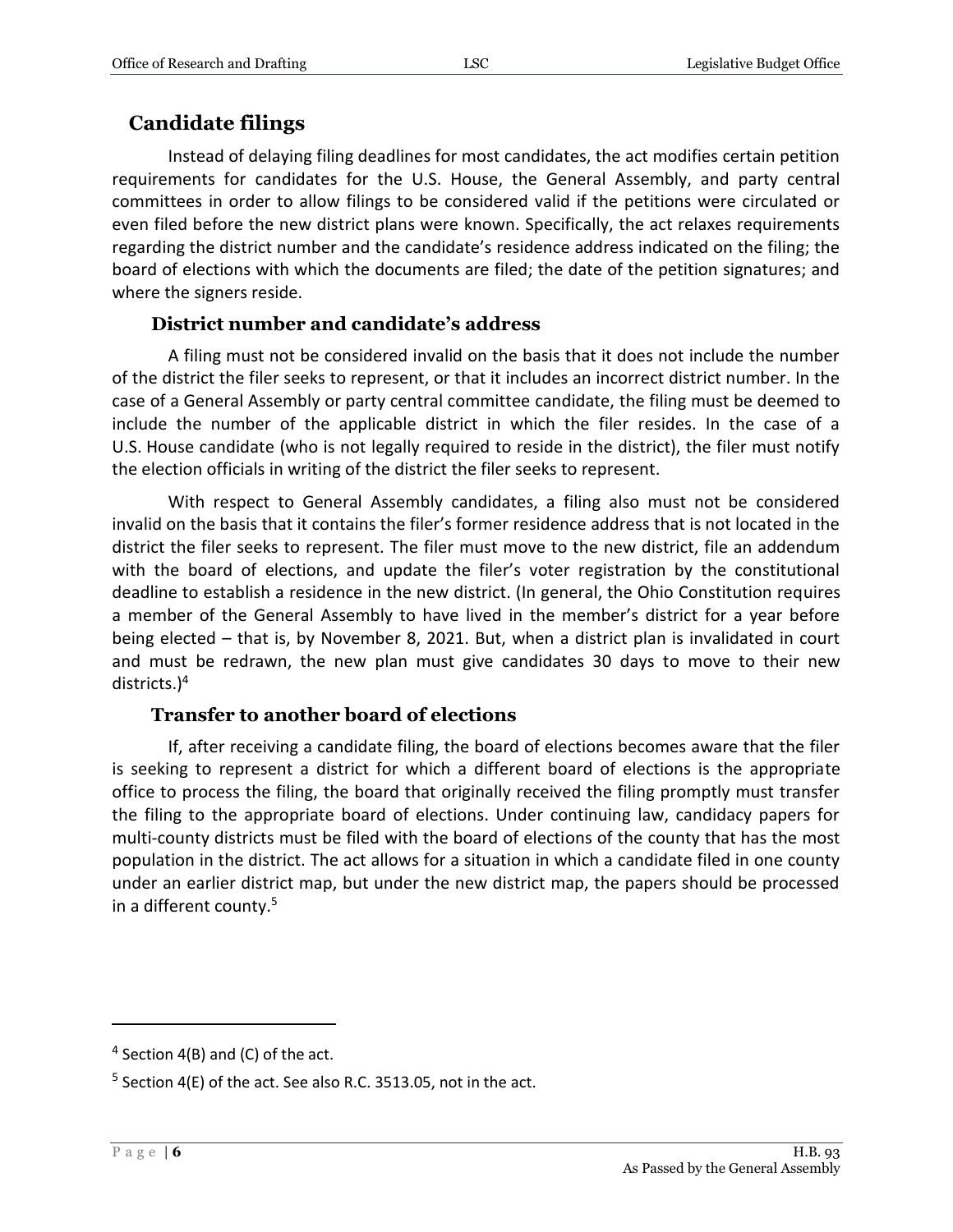## Candidate filings

Instead of delaying filing deadlines for most candidates, the act modifies certain petition requirements for candidates for the U.S. House, the General Assembly, and party central committees in order to allow filings to be considered valid if the petitions were circulated or even filed before the new district plans were known. Specifically, the act relaxes requirements regarding the district number and the candidate's residence address indicated on the filing; the board of elections with which the documents are filed; the date of the petition signatures; and where the signers reside.

### District number and candidate's address

A filing must not be considered invalid on the basis that it does not include the number of the district the filer seeks to represent, or that it includes an incorrect district number. In the case of a General Assembly or party central committee candidate, the filing must be deemed to include the number of the applicable district in which the filer resides. In the case of a U.S. House candidate (who is not legally required to reside in the district), the filer must notify the election officials in writing of the district the filer seeks to represent.

With respect to General Assembly candidates, a filing also must not be considered invalid on the basis that it contains the filer's former residence address that is not located in the district the filer seeks to represent. The filer must move to the new district, file an addendum with the board of elections, and update the filer's voter registration by the constitutional deadline to establish a residence in the new district. (In general, the Ohio Constitution requires a member of the General Assembly to have lived in the member's district for a year before being elected – that is, by November 8, 2021. But, when a district plan is invalidated in court and must be redrawn, the new plan must give candidates 30 days to move to their new districts.)[4]

### Transfer to another board of elections

If, after receiving a candidate filing, the board of elections becomes aware that the filer is seeking to represent a district for which a different board of elections is the appropriate office to process the filing, the board that originally received the filing promptly must transfer the filing to the appropriate board of elections. Under continuing law, candidacy papers for multi-county districts must be filed with the board of elections of the county that has the most population in the district. The act allows for a situation in which a candidate filed in one county under an earlier district map, but under the new district map, the papers should be processed in a different county.[5]

---

[4] Section 4(B) and (C) of the act.

[5] Section 4(E) of the act. See also R.C. 3513.05, not in the act.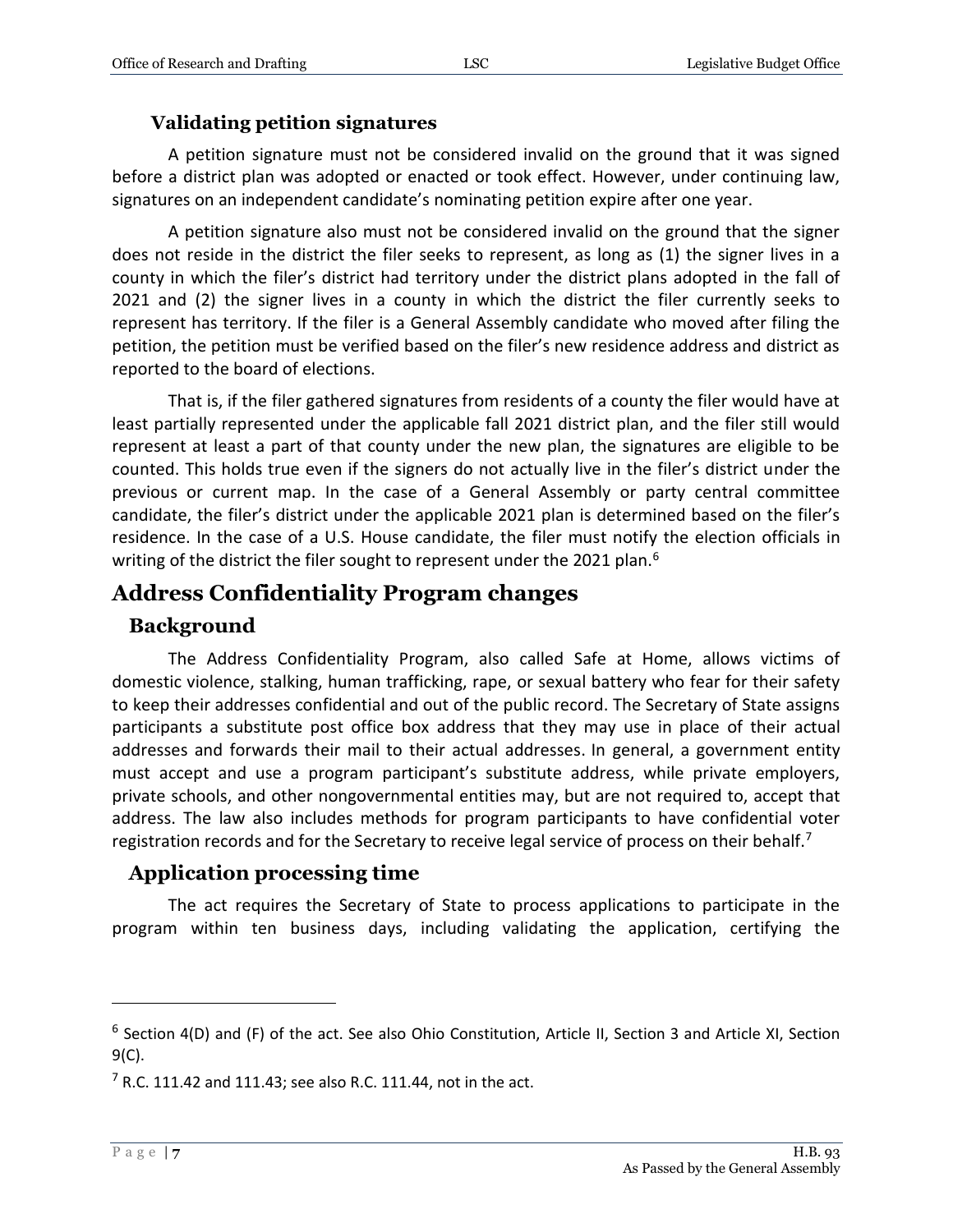### Validating petition signatures

A petition signature must not be considered invalid on the ground that it was signed before a district plan was adopted or enacted or took effect. However, under continuing law, signatures on an independent candidate's nominating petition expire after one year.

A petition signature also must not be considered invalid on the ground that the signer does not reside in the district the filer seeks to represent, as long as (1) the signer lives in a county in which the filer's district had territory under the district plans adopted in the fall of 2021 and (2) the signer lives in a county in which the district the filer currently seeks to represent has territory. If the filer is a General Assembly candidate who moved after filing the petition, the petition must be verified based on the filer's new residence address and district as reported to the board of elections.

That is, if the filer gathered signatures from residents of a county the filer would have at least partially represented under the applicable fall 2021 district plan, and the filer still would represent at least a part of that county under the new plan, the signatures are eligible to be counted. This holds true even if the signers do not actually live in the filer's district under the previous or current map. In the case of a General Assembly or party central committee candidate, the filer's district under the applicable 2021 plan is determined based on the filer's residence. In the case of a U.S. House candidate, the filer must notify the election officials in writing of the district the filer sought to represent under the 2021 plan.[6]

## Address Confidentiality Program changes

### Background

The Address Confidentiality Program, also called Safe at Home, allows victims of domestic violence, stalking, human trafficking, rape, or sexual battery who fear for their safety to keep their addresses confidential and out of the public record. The Secretary of State assigns participants a substitute post office box address that they may use in place of their actual addresses and forwards their mail to their actual addresses. In general, a government entity must accept and use a program participant's substitute address, while private employers, private schools, and other nongovernmental entities may, but are not required to, accept that address. The law also includes methods for program participants to have confidential voter registration records and for the Secretary to receive legal service of process on their behalf.[7]

### Application processing time

The act requires the Secretary of State to process applications to participate in the program within ten business days, including validating the application, certifying the

---

[6] Section 4(D) and (F) of the act. See also Ohio Constitution, Article II, Section 3 and Article XI, Section 9(C).

[7] R.C. 111.42 and 111.43; see also R.C. 111.44, not in the act.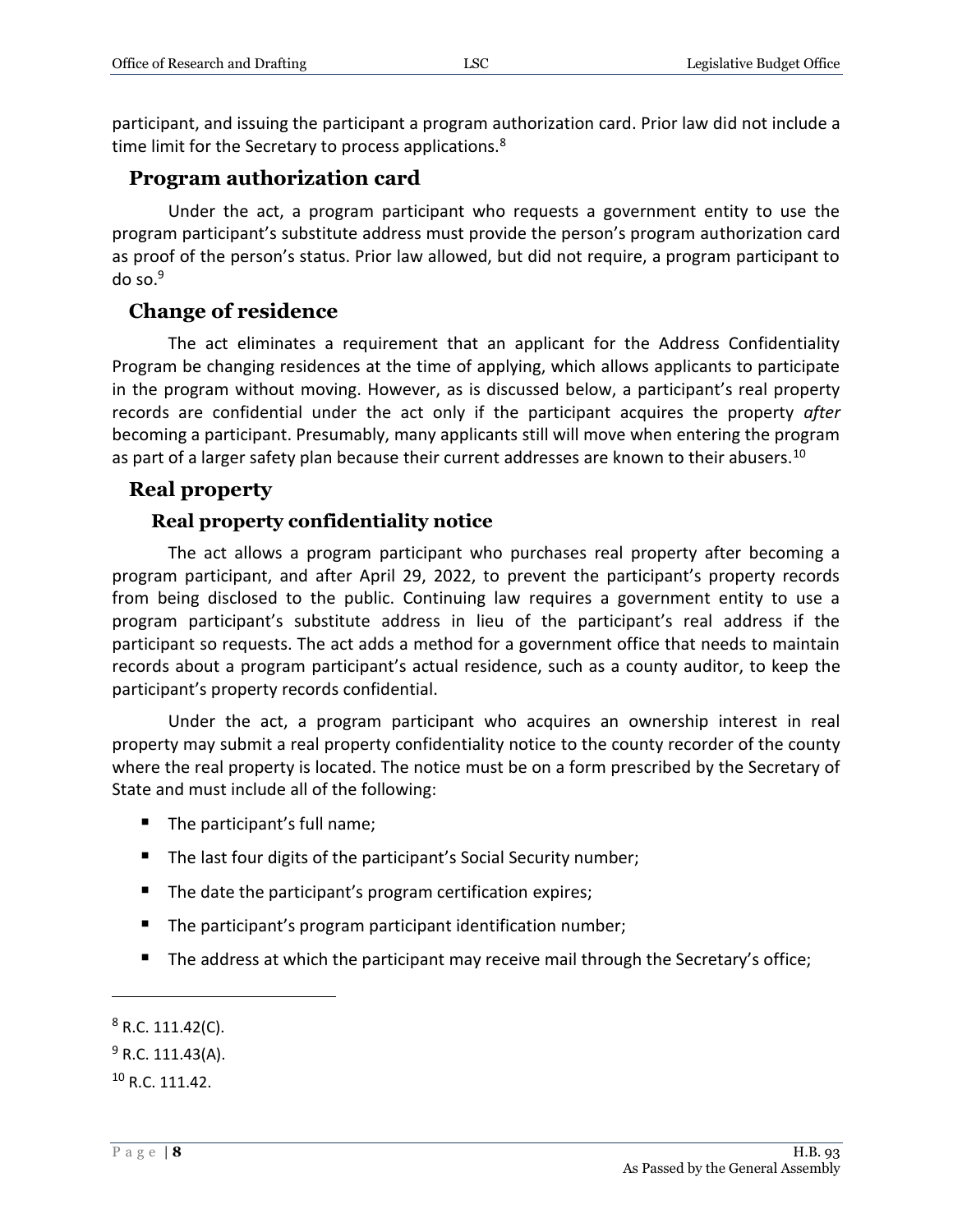participant, and issuing the participant a program authorization card. Prior law did not include a time limit for the Secretary to process applications.[8]

## Program authorization card

Under the act, a program participant who requests a government entity to use the program participant's substitute address must provide the person's program authorization card as proof of the person's status. Prior law allowed, but did not require, a program participant to do so.[9]

## Change of residence

The act eliminates a requirement that an applicant for the Address Confidentiality Program be changing residences at the time of applying, which allows applicants to participate in the program without moving. However, as is discussed below, a participant's real property records are confidential under the act only if the participant acquires the property *after* becoming a participant. Presumably, many applicants still will move when entering the program as part of a larger safety plan because their current addresses are known to their abusers.[10]

## Real property

### Real property confidentiality notice

The act allows a program participant who purchases real property after becoming a program participant, and after April 29, 2022, to prevent the participant's property records from being disclosed to the public. Continuing law requires a government entity to use a program participant's substitute address in lieu of the participant's real address if the participant so requests. The act adds a method for a government office that needs to maintain records about a program participant's actual residence, such as a county auditor, to keep the participant's property records confidential.

Under the act, a program participant who acquires an ownership interest in real property may submit a real property confidentiality notice to the county recorder of the county where the real property is located. The notice must be on a form prescribed by the Secretary of State and must include all of the following:

- The participant's full name;
- The last four digits of the participant's Social Security number;
- The date the participant's program certification expires;
- The participant's program participant identification number;
- The address at which the participant may receive mail through the Secretary's office;

---

[8] R.C. 111.42(C).

[9] R.C. 111.43(A).

[10] R.C. 111.42.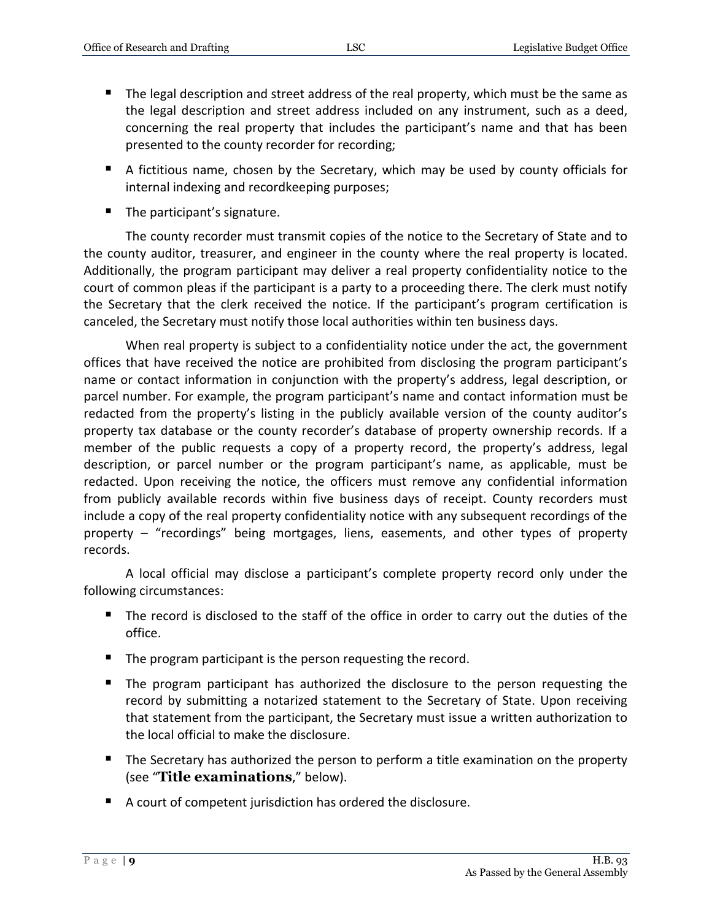- The legal description and street address of the real property, which must be the same as the legal description and street address included on any instrument, such as a deed, concerning the real property that includes the participant's name and that has been presented to the county recorder for recording;
- A fictitious name, chosen by the Secretary, which may be used by county officials for internal indexing and recordkeeping purposes;
- The participant's signature.

The county recorder must transmit copies of the notice to the Secretary of State and to the county auditor, treasurer, and engineer in the county where the real property is located. Additionally, the program participant may deliver a real property confidentiality notice to the court of common pleas if the participant is a party to a proceeding there. The clerk must notify the Secretary that the clerk received the notice. If the participant's program certification is canceled, the Secretary must notify those local authorities within ten business days.

When real property is subject to a confidentiality notice under the act, the government offices that have received the notice are prohibited from disclosing the program participant's name or contact information in conjunction with the property's address, legal description, or parcel number. For example, the program participant's name and contact information must be redacted from the property's listing in the publicly available version of the county auditor's property tax database or the county recorder's database of property ownership records. If a member of the public requests a copy of a property record, the property's address, legal description, or parcel number or the program participant's name, as applicable, must be redacted. Upon receiving the notice, the officers must remove any confidential information from publicly available records within five business days of receipt. County recorders must include a copy of the real property confidentiality notice with any subsequent recordings of the property – "recordings" being mortgages, liens, easements, and other types of property records.

A local official may disclose a participant's complete property record only under the following circumstances:

- The record is disclosed to the staff of the office in order to carry out the duties of the office.
- The program participant is the person requesting the record.
- The program participant has authorized the disclosure to the person requesting the record by submitting a notarized statement to the Secretary of State. Upon receiving that statement from the participant, the Secretary must issue a written authorization to the local official to make the disclosure.
- The Secretary has authorized the person to perform a title examination on the property (see "**Title examinations**," below).
- A court of competent jurisdiction has ordered the disclosure.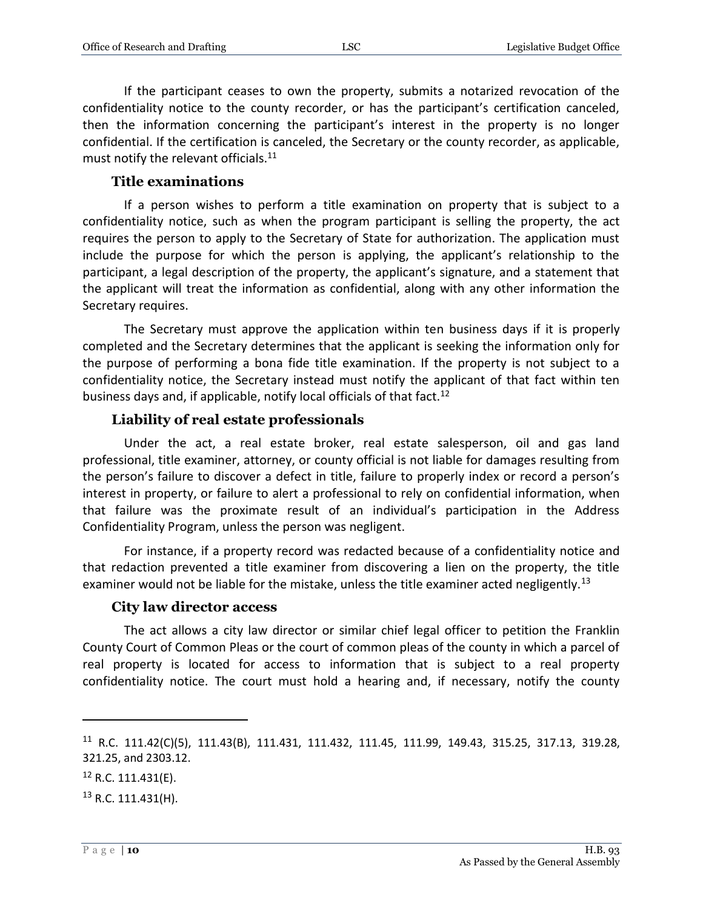If the participant ceases to own the property, submits a notarized revocation of the confidentiality notice to the county recorder, or has the participant's certification canceled, then the information concerning the participant's interest in the property is no longer confidential. If the certification is canceled, the Secretary or the county recorder, as applicable, must notify the relevant officials.[11]

### Title examinations

If a person wishes to perform a title examination on property that is subject to a confidentiality notice, such as when the program participant is selling the property, the act requires the person to apply to the Secretary of State for authorization. The application must include the purpose for which the person is applying, the applicant's relationship to the participant, a legal description of the property, the applicant's signature, and a statement that the applicant will treat the information as confidential, along with any other information the Secretary requires.

The Secretary must approve the application within ten business days if it is properly completed and the Secretary determines that the applicant is seeking the information only for the purpose of performing a bona fide title examination. If the property is not subject to a confidentiality notice, the Secretary instead must notify the applicant of that fact within ten business days and, if applicable, notify local officials of that fact.[12]

### Liability of real estate professionals

Under the act, a real estate broker, real estate salesperson, oil and gas land professional, title examiner, attorney, or county official is not liable for damages resulting from the person's failure to discover a defect in title, failure to properly index or record a person's interest in property, or failure to alert a professional to rely on confidential information, when that failure was the proximate result of an individual's participation in the Address Confidentiality Program, unless the person was negligent.

For instance, if a property record was redacted because of a confidentiality notice and that redaction prevented a title examiner from discovering a lien on the property, the title examiner would not be liable for the mistake, unless the title examiner acted negligently.[13]

### City law director access

The act allows a city law director or similar chief legal officer to petition the Franklin County Court of Common Pleas or the court of common pleas of the county in which a parcel of real property is located for access to information that is subject to a real property confidentiality notice. The court must hold a hearing and, if necessary, notify the county

---

[11] R.C. 111.42(C)(5), 111.43(B), 111.431, 111.432, 111.45, 111.99, 149.43, 315.25, 317.13, 319.28, 321.25, and 2303.12.

[12] R.C. 111.431(E).

[13] R.C. 111.431(H).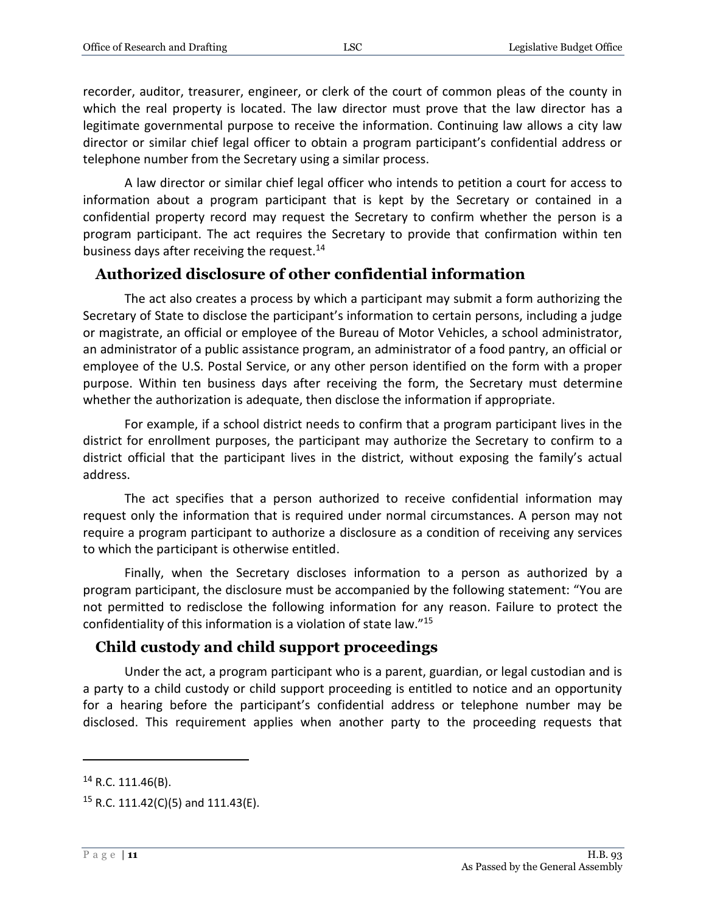recorder, auditor, treasurer, engineer, or clerk of the court of common pleas of the county in which the real property is located. The law director must prove that the law director has a legitimate governmental purpose to receive the information. Continuing law allows a city law director or similar chief legal officer to obtain a program participant's confidential address or telephone number from the Secretary using a similar process.

A law director or similar chief legal officer who intends to petition a court for access to information about a program participant that is kept by the Secretary or contained in a confidential property record may request the Secretary to confirm whether the person is a program participant. The act requires the Secretary to provide that confirmation within ten business days after receiving the request.[14]

## Authorized disclosure of other confidential information

The act also creates a process by which a participant may submit a form authorizing the Secretary of State to disclose the participant's information to certain persons, including a judge or magistrate, an official or employee of the Bureau of Motor Vehicles, a school administrator, an administrator of a public assistance program, an administrator of a food pantry, an official or employee of the U.S. Postal Service, or any other person identified on the form with a proper purpose. Within ten business days after receiving the form, the Secretary must determine whether the authorization is adequate, then disclose the information if appropriate.

For example, if a school district needs to confirm that a program participant lives in the district for enrollment purposes, the participant may authorize the Secretary to confirm to a district official that the participant lives in the district, without exposing the family's actual address.

The act specifies that a person authorized to receive confidential information may request only the information that is required under normal circumstances. A person may not require a program participant to authorize a disclosure as a condition of receiving any services to which the participant is otherwise entitled.

Finally, when the Secretary discloses information to a person as authorized by a program participant, the disclosure must be accompanied by the following statement: "You are not permitted to redisclose the following information for any reason. Failure to protect the confidentiality of this information is a violation of state law."[15]

## Child custody and child support proceedings

Under the act, a program participant who is a parent, guardian, or legal custodian and is a party to a child custody or child support proceeding is entitled to notice and an opportunity for a hearing before the participant's confidential address or telephone number may be disclosed. This requirement applies when another party to the proceeding requests that

---

[14] R.C. 111.46(B).

[15] R.C. 111.42(C)(5) and 111.43(E).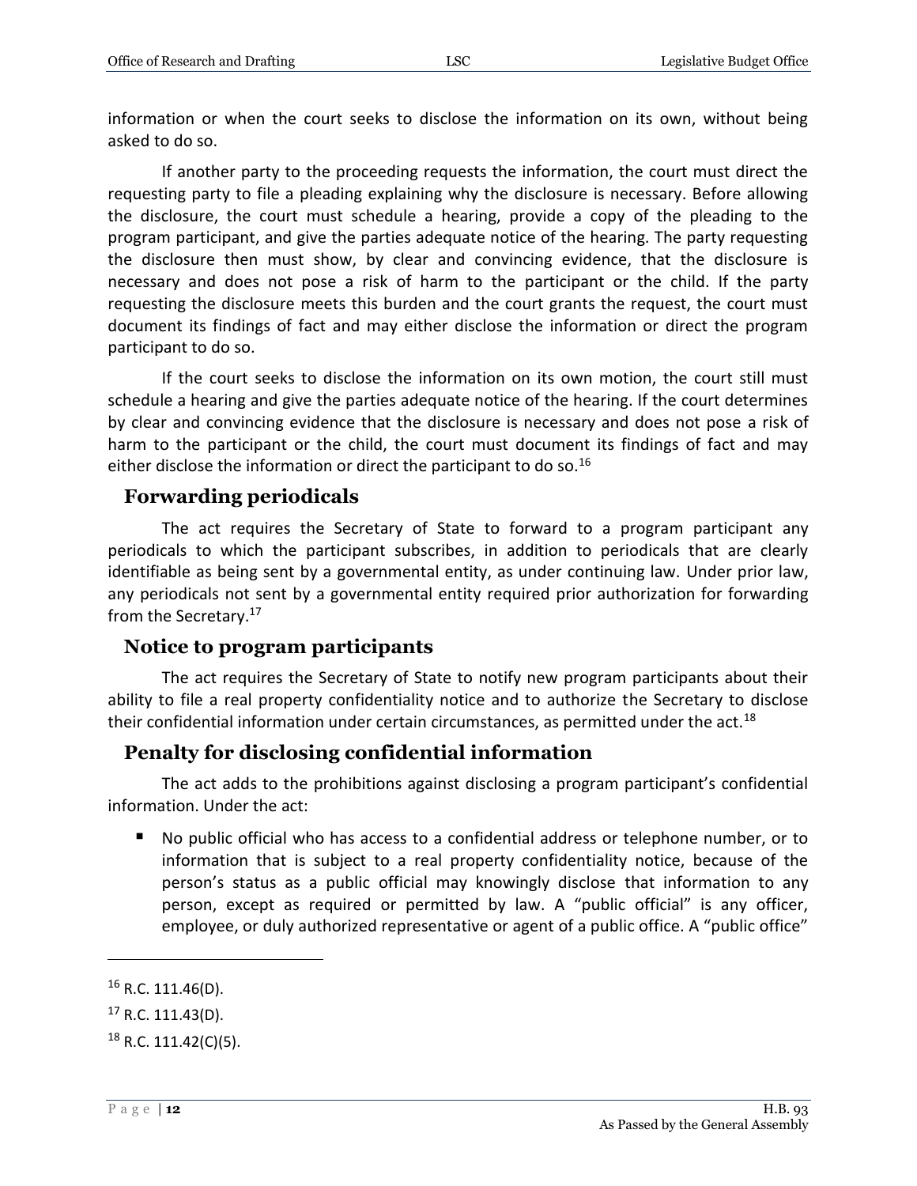information or when the court seeks to disclose the information on its own, without being asked to do so.

If another party to the proceeding requests the information, the court must direct the requesting party to file a pleading explaining why the disclosure is necessary. Before allowing the disclosure, the court must schedule a hearing, provide a copy of the pleading to the program participant, and give the parties adequate notice of the hearing. The party requesting the disclosure then must show, by clear and convincing evidence, that the disclosure is necessary and does not pose a risk of harm to the participant or the child. If the party requesting the disclosure meets this burden and the court grants the request, the court must document its findings of fact and may either disclose the information or direct the program participant to do so.

If the court seeks to disclose the information on its own motion, the court still must schedule a hearing and give the parties adequate notice of the hearing. If the court determines by clear and convincing evidence that the disclosure is necessary and does not pose a risk of harm to the participant or the child, the court must document its findings of fact and may either disclose the information or direct the participant to do so.[16]

## Forwarding periodicals

The act requires the Secretary of State to forward to a program participant any periodicals to which the participant subscribes, in addition to periodicals that are clearly identifiable as being sent by a governmental entity, as under continuing law. Under prior law, any periodicals not sent by a governmental entity required prior authorization for forwarding from the Secretary.[17]

## Notice to program participants

The act requires the Secretary of State to notify new program participants about their ability to file a real property confidentiality notice and to authorize the Secretary to disclose their confidential information under certain circumstances, as permitted under the act.[18]

## Penalty for disclosing confidential information

The act adds to the prohibitions against disclosing a program participant's confidential information. Under the act:

- No public official who has access to a confidential address or telephone number, or to information that is subject to a real property confidentiality notice, because of the person's status as a public official may knowingly disclose that information to any person, except as required or permitted by law. A "public official" is any officer, employee, or duly authorized representative or agent of a public office. A "public office"

---

[16] R.C. 111.46(D).

[17] R.C. 111.43(D).

[18] R.C. 111.42(C)(5).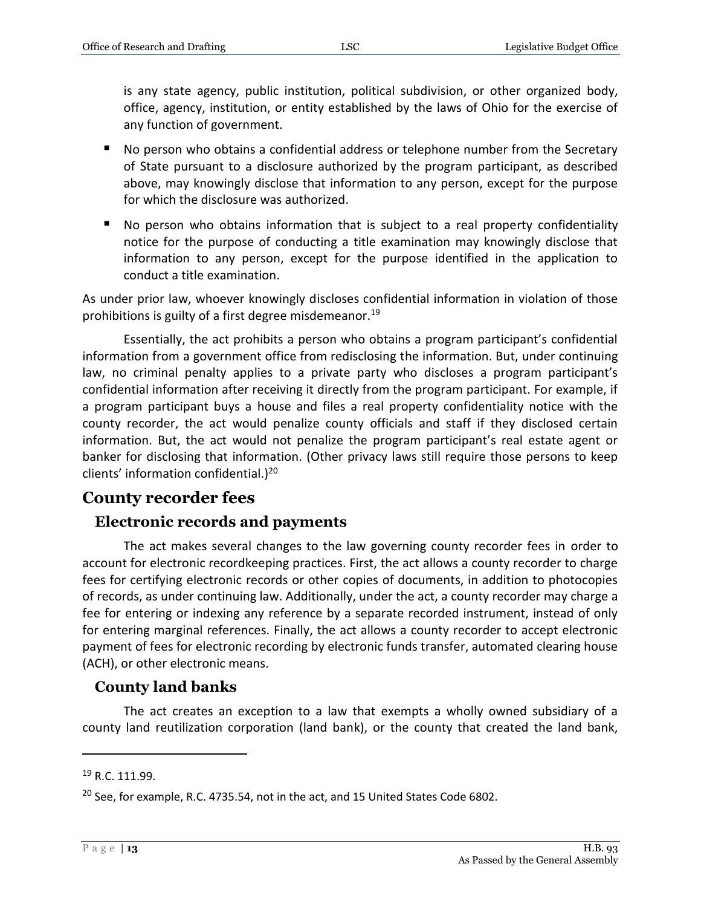is any state agency, public institution, political subdivision, or other organized body, office, agency, institution, or entity established by the laws of Ohio for the exercise of any function of government.

- No person who obtains a confidential address or telephone number from the Secretary of State pursuant to a disclosure authorized by the program participant, as described above, may knowingly disclose that information to any person, except for the purpose for which the disclosure was authorized.
- No person who obtains information that is subject to a real property confidentiality notice for the purpose of conducting a title examination may knowingly disclose that information to any person, except for the purpose identified in the application to conduct a title examination.

As under prior law, whoever knowingly discloses confidential information in violation of those prohibitions is guilty of a first degree misdemeanor.[19]

Essentially, the act prohibits a person who obtains a program participant's confidential information from a government office from redisclosing the information. But, under continuing law, no criminal penalty applies to a private party who discloses a program participant's confidential information after receiving it directly from the program participant. For example, if a program participant buys a house and files a real property confidentiality notice with the county recorder, the act would penalize county officials and staff if they disclosed certain information. But, the act would not penalize the program participant's real estate agent or banker for disclosing that information. (Other privacy laws still require those persons to keep clients' information confidential.)[20]

## County recorder fees

### Electronic records and payments

The act makes several changes to the law governing county recorder fees in order to account for electronic recordkeeping practices. First, the act allows a county recorder to charge fees for certifying electronic records or other copies of documents, in addition to photocopies of records, as under continuing law. Additionally, under the act, a county recorder may charge a fee for entering or indexing any reference by a separate recorded instrument, instead of only for entering marginal references. Finally, the act allows a county recorder to accept electronic payment of fees for electronic recording by electronic funds transfer, automated clearing house (ACH), or other electronic means.

### County land banks

The act creates an exception to a law that exempts a wholly owned subsidiary of a county land reutilization corporation (land bank), or the county that created the land bank,

---

[19] R.C. 111.99.

[20] See, for example, R.C. 4735.54, not in the act, and 15 United States Code 6802.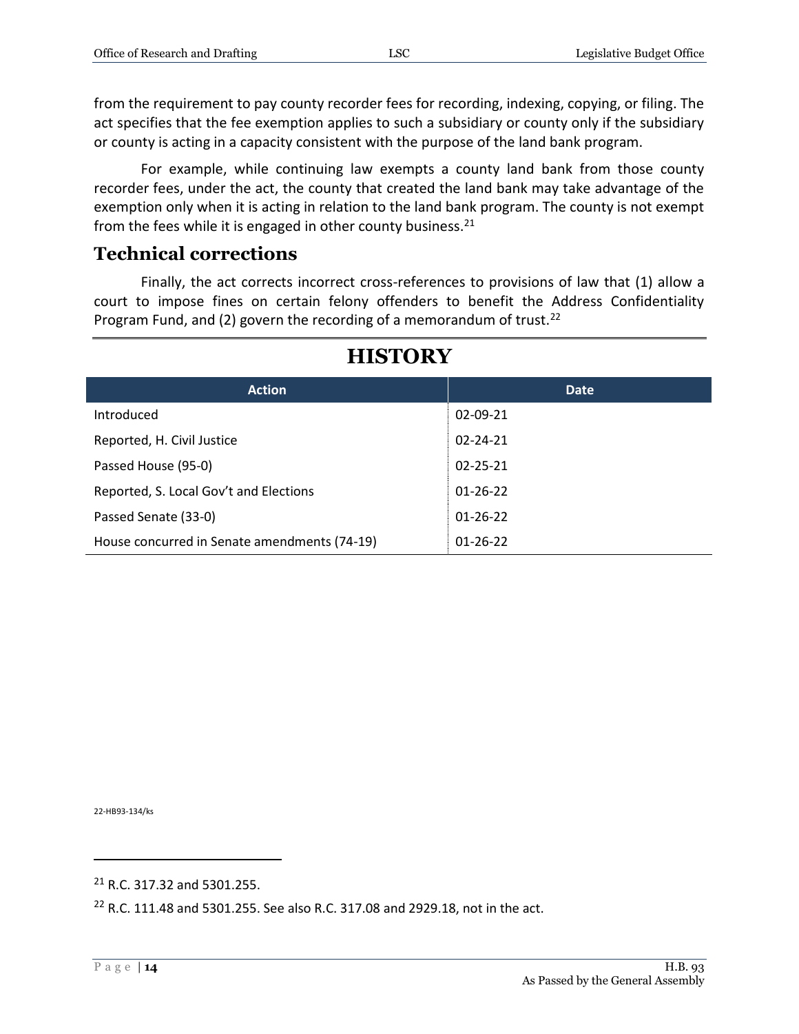from the requirement to pay county recorder fees for recording, indexing, copying, or filing. The act specifies that the fee exemption applies to such a subsidiary or county only if the subsidiary or county is acting in a capacity consistent with the purpose of the land bank program.

For example, while continuing law exempts a county land bank from those county recorder fees, under the act, the county that created the land bank may take advantage of the exemption only when it is acting in relation to the land bank program. The county is not exempt from the fees while it is engaged in other county business.[21]

## Technical corrections

Finally, the act corrects incorrect cross-references to provisions of law that (1) allow a court to impose fines on certain felony offenders to benefit the Address Confidentiality Program Fund, and (2) govern the recording of a memorandum of trust.[22]

# HISTORY

| Action | Date |
|---|---|
| Introduced | 02-09-21 |
| Reported, H. Civil Justice | 02-24-21 |
| Passed House (95-0) | 02-25-21 |
| Reported, S. Local Gov't and Elections | 01-26-22 |
| Passed Senate (33-0) | 01-26-22 |
| House concurred in Senate amendments (74-19) | 01-26-22 |

22-HB93-134/ks

[21] R.C. 317.32 and 5301.255.

[22] R.C. 111.48 and 5301.255. See also R.C. 317.08 and 2929.18, not in the act.